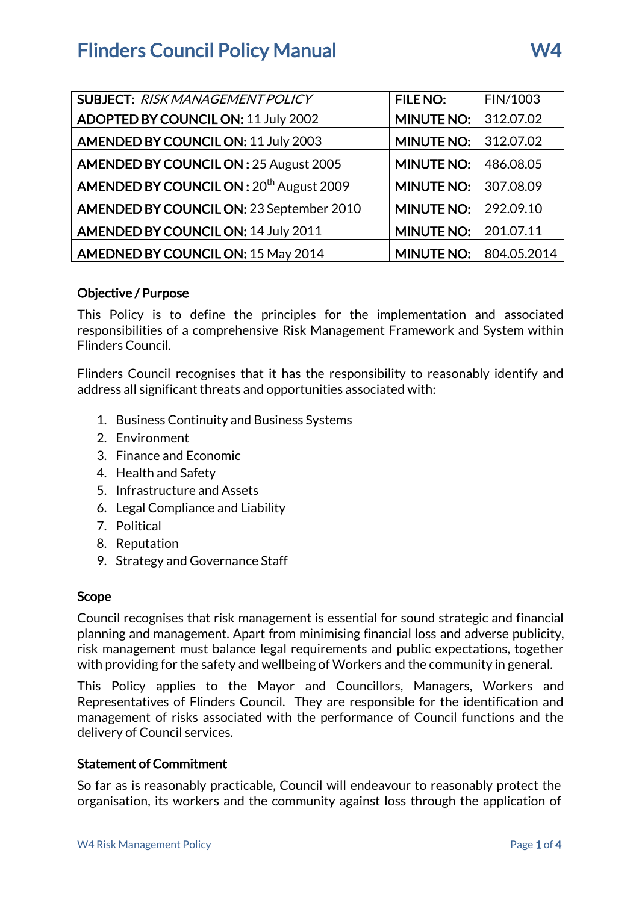# Flinders Council Policy Manual W4

| SUBJECT: *RISK MANAGEMENT POLICY* | FILE NO: | FIN/1003 |
|---|---|---|
| ADOPTED BY COUNCIL ON: 11 July 2002 | MINUTE NO: | 312.07.02 |
| AMENDED BY COUNCIL ON: 11 July 2003 | MINUTE NO: | 312.07.02 |
| AMENDED BY COUNCIL ON : 25 August 2005 | MINUTE NO: | 486.08.05 |
| AMENDED BY COUNCIL ON : 20th August 2009 | MINUTE NO: | 307.08.09 |
| AMENDED BY COUNCIL ON: 23 September 2010 | MINUTE NO: | 292.09.10 |
| AMENDED BY COUNCIL ON: 14 July 2011 | MINUTE NO: | 201.07.11 |
| AMEDNED BY COUNCIL ON: 15 May 2014 | MINUTE NO: | 804.05.2014 |

## Objective / Purpose

This Policy is to define the principles for the implementation and associated responsibilities of a comprehensive Risk Management Framework and System within Flinders Council.

Flinders Council recognises that it has the responsibility to reasonably identify and address all significant threats and opportunities associated with:

1. Business Continuity and Business Systems
2. Environment
3. Finance and Economic
4. Health and Safety
5. Infrastructure and Assets
6. Legal Compliance and Liability
7. Political
8. Reputation
9. Strategy and Governance Staff

## Scope

Council recognises that risk management is essential for sound strategic and financial planning and management. Apart from minimising financial loss and adverse publicity, risk management must balance legal requirements and public expectations, together with providing for the safety and wellbeing of Workers and the community in general.

This Policy applies to the Mayor and Councillors, Managers, Workers and Representatives of Flinders Council. They are responsible for the identification and management of risks associated with the performance of Council functions and the delivery of Council services.

## Statement of Commitment

So far as is reasonably practicable, Council will endeavour to reasonably protect the organisation, its workers and the community against loss through the application of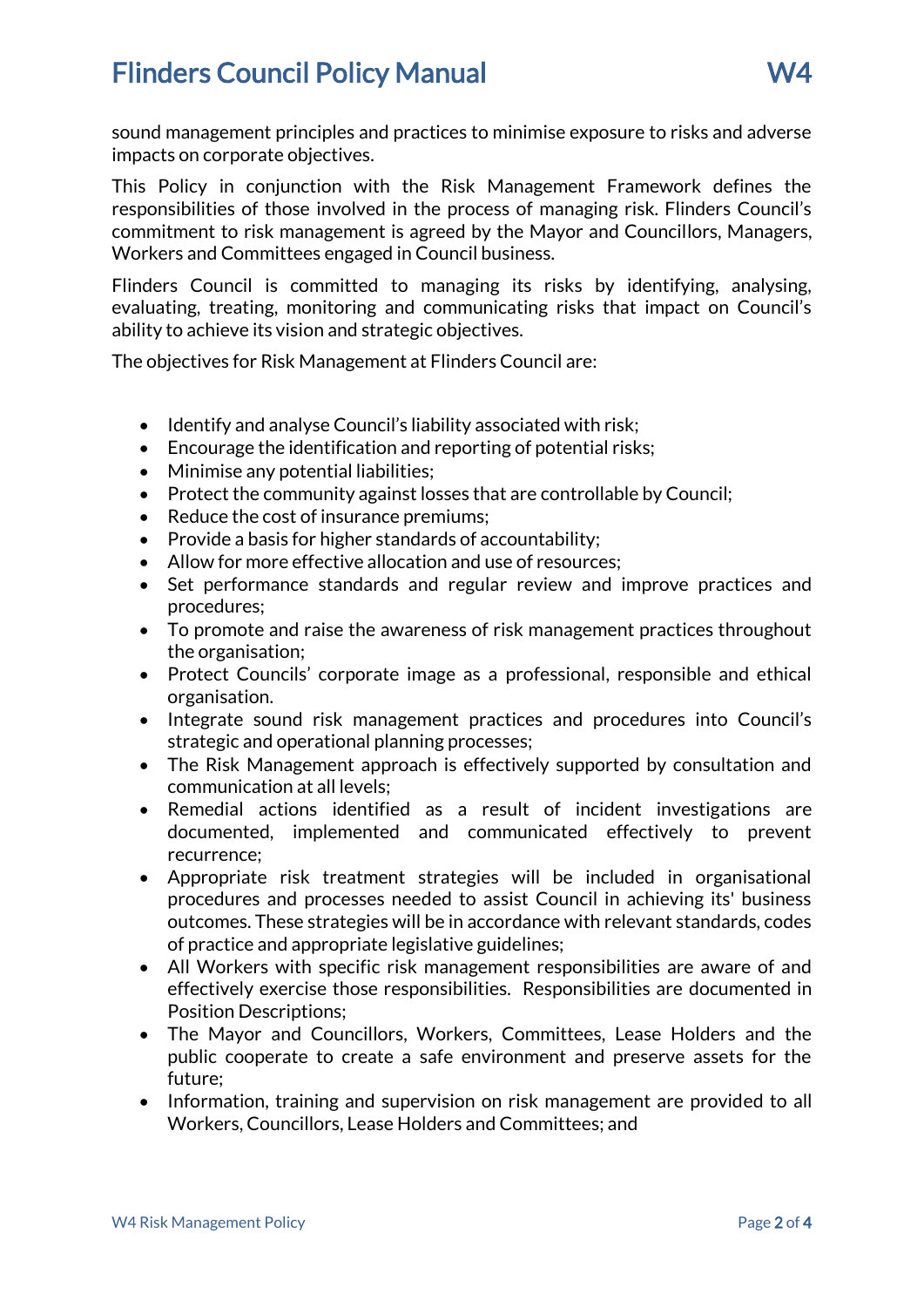sound management principles and practices to minimise exposure to risks and adverse impacts on corporate objectives.

This Policy in conjunction with the Risk Management Framework defines the responsibilities of those involved in the process of managing risk. Flinders Council's commitment to risk management is agreed by the Mayor and Councillors, Managers, Workers and Committees engaged in Council business.

Flinders Council is committed to managing its risks by identifying, analysing, evaluating, treating, monitoring and communicating risks that impact on Council's ability to achieve its vision and strategic objectives.

The objectives for Risk Management at Flinders Council are:

- Identify and analyse Council's liability associated with risk;
- Encourage the identification and reporting of potential risks;
- Minimise any potential liabilities;
- Protect the community against losses that are controllable by Council;
- Reduce the cost of insurance premiums;
- Provide a basis for higher standards of accountability;
- Allow for more effective allocation and use of resources;
- Set performance standards and regular review and improve practices and procedures;
- To promote and raise the awareness of risk management practices throughout the organisation;
- Protect Councils' corporate image as a professional, responsible and ethical organisation.
- Integrate sound risk management practices and procedures into Council's strategic and operational planning processes;
- The Risk Management approach is effectively supported by consultation and communication at all levels;
- Remedial actions identified as a result of incident investigations are documented, implemented and communicated effectively to prevent recurrence;
- Appropriate risk treatment strategies will be included in organisational procedures and processes needed to assist Council in achieving its' business outcomes. These strategies will be in accordance with relevant standards, codes of practice and appropriate legislative guidelines;
- All Workers with specific risk management responsibilities are aware of and effectively exercise those responsibilities. Responsibilities are documented in Position Descriptions;
- The Mayor and Councillors, Workers, Committees, Lease Holders and the public cooperate to create a safe environment and preserve assets for the future;
- Information, training and supervision on risk management are provided to all Workers, Councillors, Lease Holders and Committees; and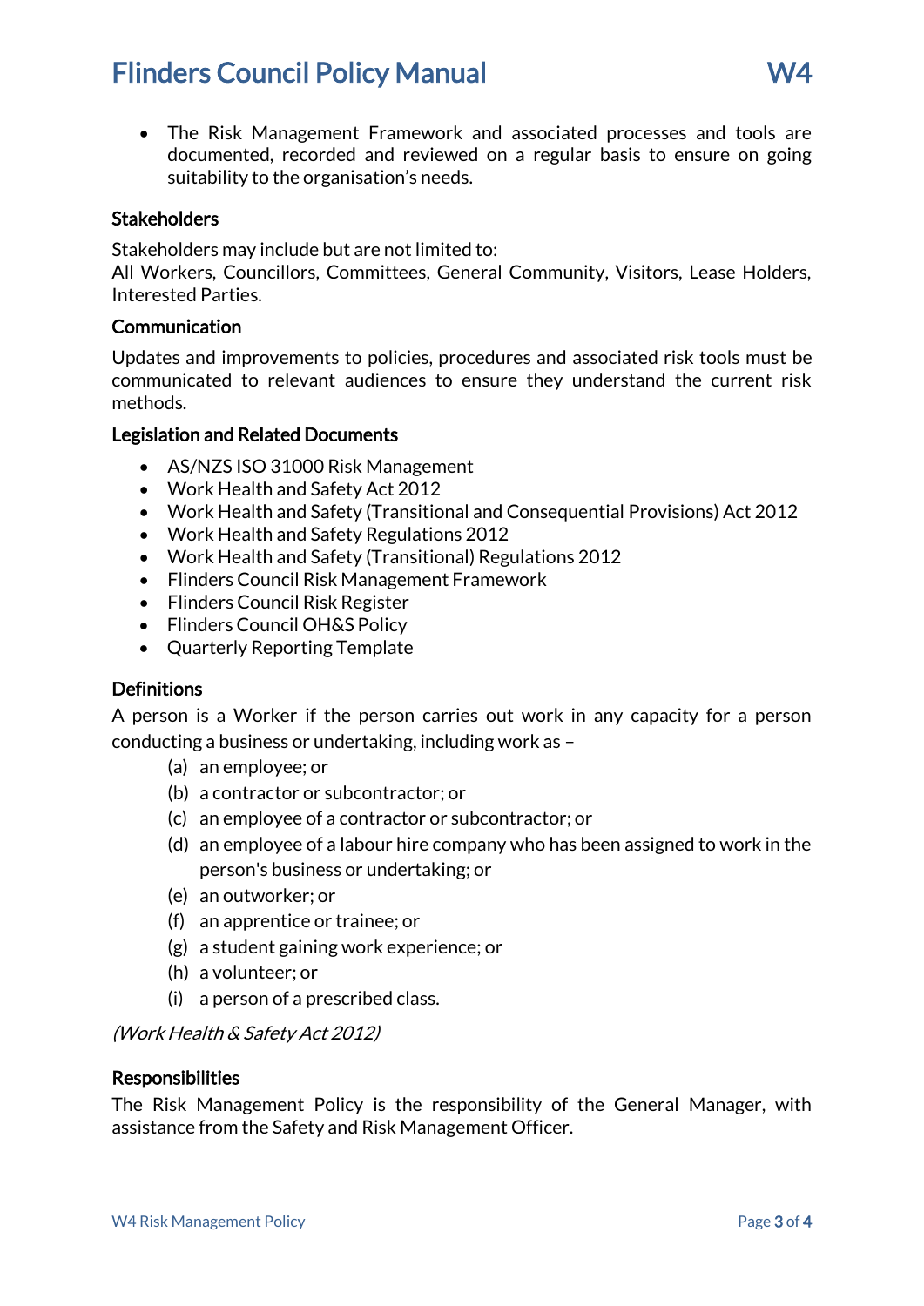- The Risk Management Framework and associated processes and tools are documented, recorded and reviewed on a regular basis to ensure on going suitability to the organisation's needs.

## Stakeholders

Stakeholders may include but are not limited to:
All Workers, Councillors, Committees, General Community, Visitors, Lease Holders, Interested Parties.

## Communication

Updates and improvements to policies, procedures and associated risk tools must be communicated to relevant audiences to ensure they understand the current risk methods.

## Legislation and Related Documents

- AS/NZS ISO 31000 Risk Management
- Work Health and Safety Act 2012
- Work Health and Safety (Transitional and Consequential Provisions) Act 2012
- Work Health and Safety Regulations 2012
- Work Health and Safety (Transitional) Regulations 2012
- Flinders Council Risk Management Framework
- Flinders Council Risk Register
- Flinders Council OH&S Policy
- Quarterly Reporting Template

## Definitions

A person is a Worker if the person carries out work in any capacity for a person conducting a business or undertaking, including work as –

(a) an employee; or
(b) a contractor or subcontractor; or
(c) an employee of a contractor or subcontractor; or
(d) an employee of a labour hire company who has been assigned to work in the person's business or undertaking; or
(e) an outworker; or
(f) an apprentice or trainee; or
(g) a student gaining work experience; or
(h) a volunteer; or
(i) a person of a prescribed class.

*(Work Health & Safety Act 2012)*

## Responsibilities

The Risk Management Policy is the responsibility of the General Manager, with assistance from the Safety and Risk Management Officer.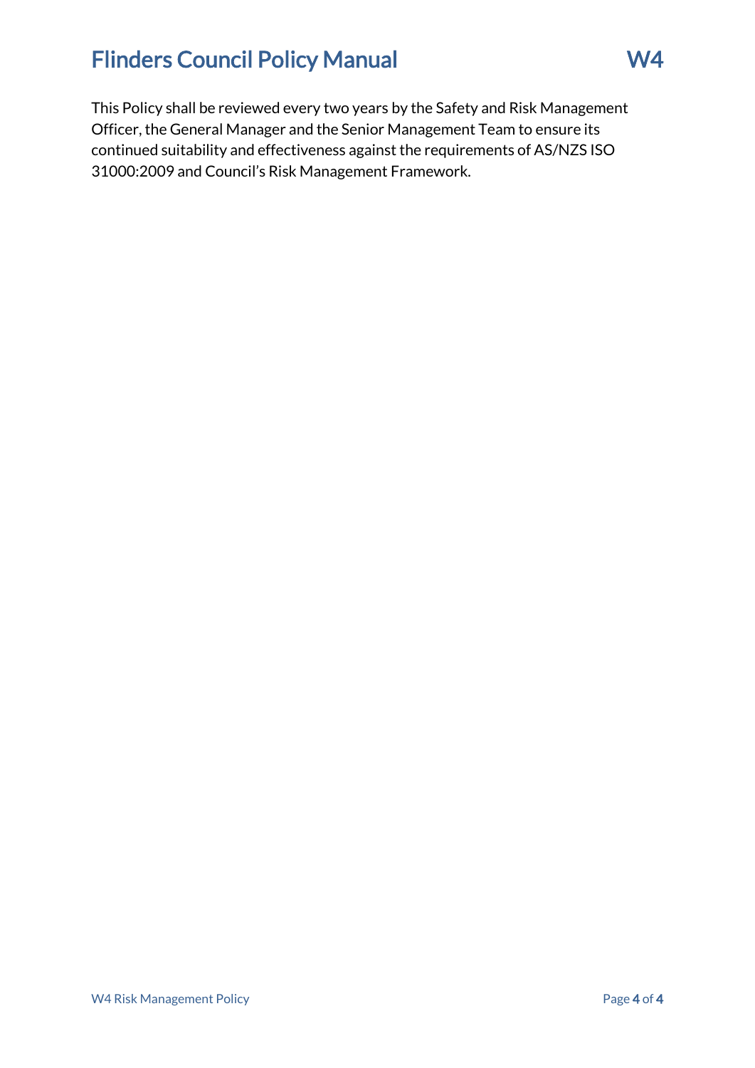This Policy shall be reviewed every two years by the Safety and Risk Management Officer, the General Manager and the Senior Management Team to ensure its continued suitability and effectiveness against the requirements of AS/NZS ISO 31000:2009 and Council's Risk Management Framework.